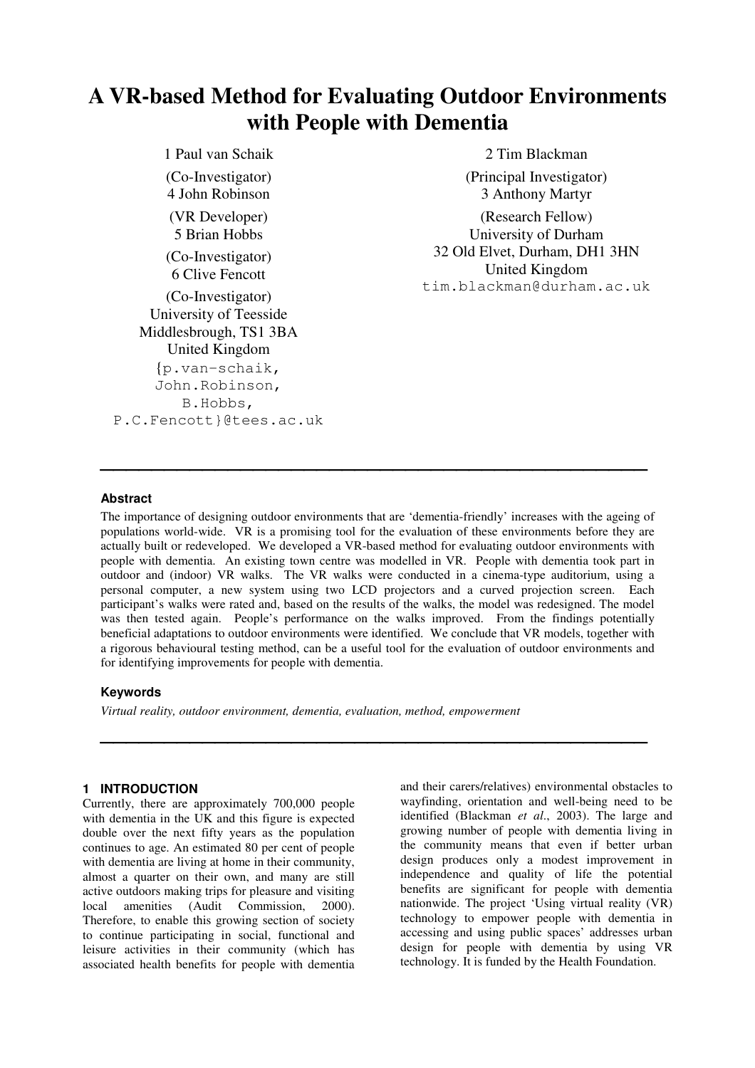# A VR-based Method for Evaluating Outdoor Environments with People with Dementia

1 Paul van Schaik
(Co-Investigator)
4 John Robinson
(VR Developer)
5 Brian Hobbs
(Co-Investigator)
6 Clive Fencott
(Co-Investigator)
University of Teesside
Middlesbrough, TS1 3BA
United Kingdom
{p.van-schaik, John.Robinson, B.Hobbs, P.C.Fencott}@tees.ac.uk

2 Tim Blackman
(Principal Investigator)
3 Anthony Martyr
(Research Fellow)
University of Durham
32 Old Elvet, Durham, DH1 3HN
United Kingdom
tim.blackman@durham.ac.uk

---

### Abstract

The importance of designing outdoor environments that are 'dementia-friendly' increases with the ageing of populations world-wide. VR is a promising tool for the evaluation of these environments before they are actually built or redeveloped. We developed a VR-based method for evaluating outdoor environments with people with dementia. An existing town centre was modelled in VR. People with dementia took part in outdoor and (indoor) VR walks. The VR walks were conducted in a cinema-type auditorium, using a personal computer, a new system using two LCD projectors and a curved projection screen. Each participant's walks were rated and, based on the results of the walks, the model was redesigned. The model was then tested again. People's performance on the walks improved. From the findings potentially beneficial adaptations to outdoor environments were identified. We conclude that VR models, together with a rigorous behavioural testing method, can be a useful tool for the evaluation of outdoor environments and for identifying improvements for people with dementia.

### Keywords

*Virtual reality, outdoor environment, dementia, evaluation, method, empowerment*

---

## 1 INTRODUCTION

Currently, there are approximately 700,000 people with dementia in the UK and this figure is expected double over the next fifty years as the population continues to age. An estimated 80 per cent of people with dementia are living at home in their community, almost a quarter on their own, and many are still active outdoors making trips for pleasure and visiting local amenities (Audit Commission, 2000). Therefore, to enable this growing section of society to continue participating in social, functional and leisure activities in their community (which has associated health benefits for people with dementia and their carers/relatives) environmental obstacles to wayfinding, orientation and well-being need to be identified (Blackman *et al*., 2003). The large and growing number of people with dementia living in the community means that even if better urban design produces only a modest improvement in independence and quality of life the potential benefits are significant for people with dementia nationwide. The project 'Using virtual reality (VR) technology to empower people with dementia in accessing and using public spaces' addresses urban design for people with dementia by using VR technology. It is funded by the Health Foundation.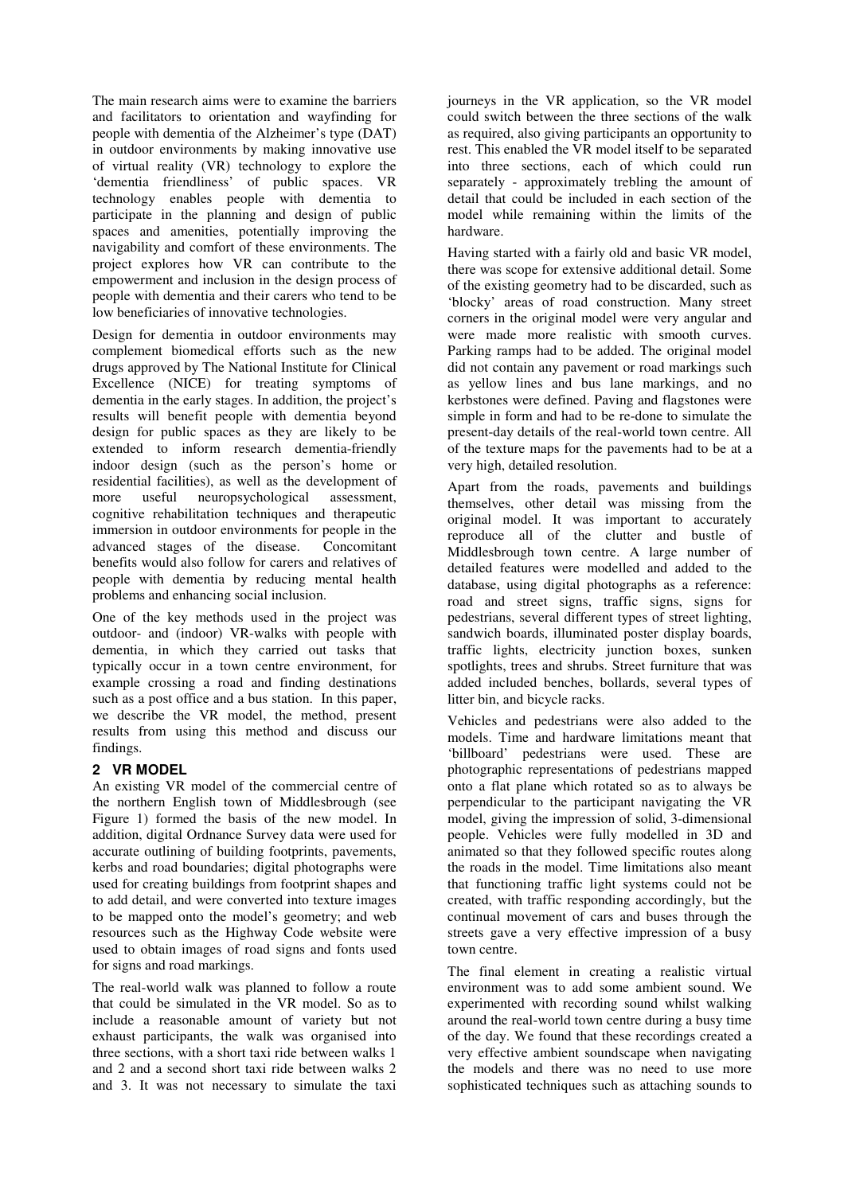The main research aims were to examine the barriers and facilitators to orientation and wayfinding for people with dementia of the Alzheimer's type (DAT) in outdoor environments by making innovative use of virtual reality (VR) technology to explore the 'dementia friendliness' of public spaces. VR technology enables people with dementia to participate in the planning and design of public spaces and amenities, potentially improving the navigability and comfort of these environments. The project explores how VR can contribute to the empowerment and inclusion in the design process of people with dementia and their carers who tend to be low beneficiaries of innovative technologies.

Design for dementia in outdoor environments may complement biomedical efforts such as the new drugs approved by The National Institute for Clinical Excellence (NICE) for treating symptoms of dementia in the early stages. In addition, the project's results will benefit people with dementia beyond design for public spaces as they are likely to be extended to inform research dementia-friendly indoor design (such as the person's home or residential facilities), as well as the development of more useful neuropsychological assessment, cognitive rehabilitation techniques and therapeutic immersion in outdoor environments for people in the advanced stages of the disease. Concomitant benefits would also follow for carers and relatives of people with dementia by reducing mental health problems and enhancing social inclusion.

One of the key methods used in the project was outdoor- and (indoor) VR-walks with people with dementia, in which they carried out tasks that typically occur in a town centre environment, for example crossing a road and finding destinations such as a post office and a bus station. In this paper, we describe the VR model, the method, present results from using this method and discuss our findings.

## 2 VR MODEL

An existing VR model of the commercial centre of the northern English town of Middlesbrough (see Figure 1) formed the basis of the new model. In addition, digital Ordnance Survey data were used for accurate outlining of building footprints, pavements, kerbs and road boundaries; digital photographs were used for creating buildings from footprint shapes and to add detail, and were converted into texture images to be mapped onto the model's geometry; and web resources such as the Highway Code website were used to obtain images of road signs and fonts used for signs and road markings.

The real-world walk was planned to follow a route that could be simulated in the VR model. So as to include a reasonable amount of variety but not exhaust participants, the walk was organised into three sections, with a short taxi ride between walks 1 and 2 and a second short taxi ride between walks 2 and 3. It was not necessary to simulate the taxi journeys in the VR application, so the VR model could switch between the three sections of the walk as required, also giving participants an opportunity to rest. This enabled the VR model itself to be separated into three sections, each of which could run separately - approximately trebling the amount of detail that could be included in each section of the model while remaining within the limits of the hardware.

Having started with a fairly old and basic VR model, there was scope for extensive additional detail. Some of the existing geometry had to be discarded, such as 'blocky' areas of road construction. Many street corners in the original model were very angular and were made more realistic with smooth curves. Parking ramps had to be added. The original model did not contain any pavement or road markings such as yellow lines and bus lane markings, and no kerbstones were defined. Paving and flagstones were simple in form and had to be re-done to simulate the present-day details of the real-world town centre. All of the texture maps for the pavements had to be at a very high, detailed resolution.

Apart from the roads, pavements and buildings themselves, other detail was missing from the original model. It was important to accurately reproduce all of the clutter and bustle of Middlesbrough town centre. A large number of detailed features were modelled and added to the database, using digital photographs as a reference: road and street signs, traffic signs, signs for pedestrians, several different types of street lighting, sandwich boards, illuminated poster display boards, traffic lights, electricity junction boxes, sunken spotlights, trees and shrubs. Street furniture that was added included benches, bollards, several types of litter bin, and bicycle racks.

Vehicles and pedestrians were also added to the models. Time and hardware limitations meant that 'billboard' pedestrians were used. These are photographic representations of pedestrians mapped onto a flat plane which rotated so as to always be perpendicular to the participant navigating the VR model, giving the impression of solid, 3-dimensional people. Vehicles were fully modelled in 3D and animated so that they followed specific routes along the roads in the model. Time limitations also meant that functioning traffic light systems could not be created, with traffic responding accordingly, but the continual movement of cars and buses through the streets gave a very effective impression of a busy town centre.

The final element in creating a realistic virtual environment was to add some ambient sound. We experimented with recording sound whilst walking around the real-world town centre during a busy time of the day. We found that these recordings created a very effective ambient soundscape when navigating the models and there was no need to use more sophisticated techniques such as attaching sounds to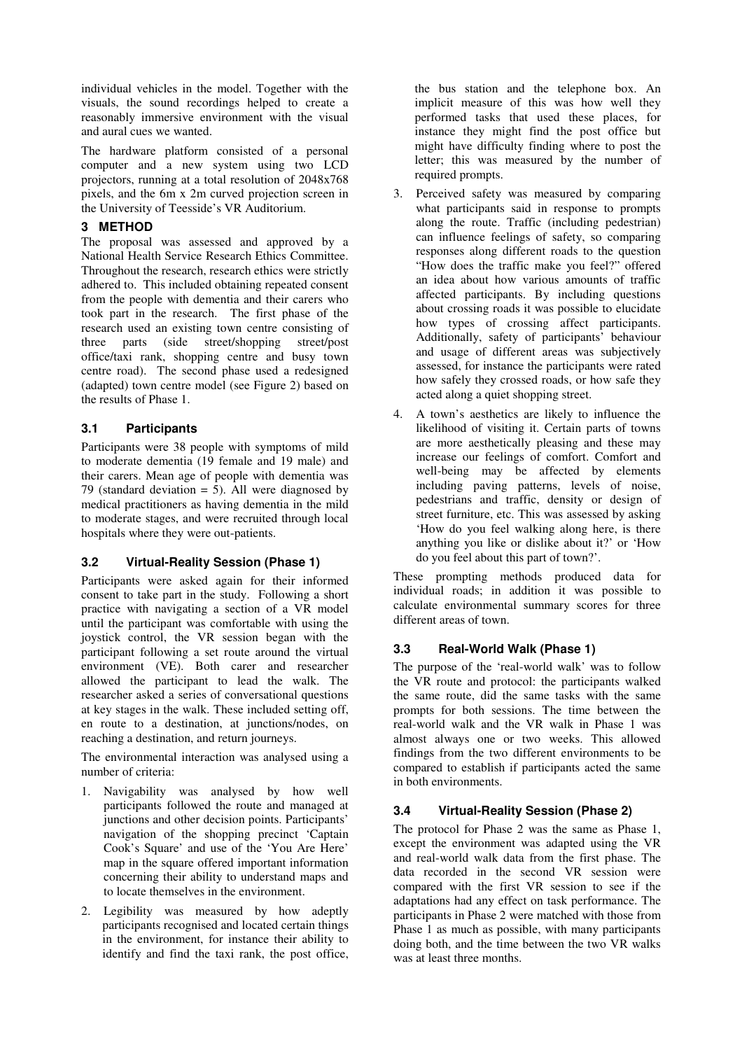individual vehicles in the model. Together with the visuals, the sound recordings helped to create a reasonably immersive environment with the visual and aural cues we wanted.

The hardware platform consisted of a personal computer and a new system using two LCD projectors, running at a total resolution of 2048x768 pixels, and the 6m x 2m curved projection screen in the University of Teesside's VR Auditorium.

## 3 METHOD

The proposal was assessed and approved by a National Health Service Research Ethics Committee. Throughout the research, research ethics were strictly adhered to. This included obtaining repeated consent from the people with dementia and their carers who took part in the research. The first phase of the research used an existing town centre consisting of three parts (side street/shopping street/post office/taxi rank, shopping centre and busy town centre road). The second phase used a redesigned (adapted) town centre model (see Figure 2) based on the results of Phase 1.

### 3.1 Participants

Participants were 38 people with symptoms of mild to moderate dementia (19 female and 19 male) and their carers. Mean age of people with dementia was 79 (standard deviation = 5). All were diagnosed by medical practitioners as having dementia in the mild to moderate stages, and were recruited through local hospitals where they were out-patients.

### 3.2 Virtual-Reality Session (Phase 1)

Participants were asked again for their informed consent to take part in the study. Following a short practice with navigating a section of a VR model until the participant was comfortable with using the joystick control, the VR session began with the participant following a set route around the virtual environment (VE). Both carer and researcher allowed the participant to lead the walk. The researcher asked a series of conversational questions at key stages in the walk. These included setting off, en route to a destination, at junctions/nodes, on reaching a destination, and return journeys.

The environmental interaction was analysed using a number of criteria:

1. Navigability was analysed by how well participants followed the route and managed at junctions and other decision points. Participants' navigation of the shopping precinct 'Captain Cook's Square' and use of the 'You Are Here' map in the square offered important information concerning their ability to understand maps and to locate themselves in the environment.
2. Legibility was measured by how adeptly participants recognised and located certain things in the environment, for instance their ability to identify and find the taxi rank, the post office, the bus station and the telephone box. An implicit measure of this was how well they performed tasks that used these places, for instance they might find the post office but might have difficulty finding where to post the letter; this was measured by the number of required prompts.
3. Perceived safety was measured by comparing what participants said in response to prompts along the route. Traffic (including pedestrian) can influence feelings of safety, so comparing responses along different roads to the question "How does the traffic make you feel?" offered an idea about how various amounts of traffic affected participants. By including questions about crossing roads it was possible to elucidate how types of crossing affect participants. Additionally, safety of participants' behaviour and usage of different areas was subjectively assessed, for instance the participants were rated how safely they crossed roads, or how safe they acted along a quiet shopping street.
4. A town's aesthetics are likely to influence the likelihood of visiting it. Certain parts of towns are more aesthetically pleasing and these may increase our feelings of comfort. Comfort and well-being may be affected by elements including paving patterns, levels of noise, pedestrians and traffic, density or design of street furniture, etc. This was assessed by asking 'How do you feel walking along here, is there anything you like or dislike about it?' or 'How do you feel about this part of town?'.

These prompting methods produced data for individual roads; in addition it was possible to calculate environmental summary scores for three different areas of town.

### 3.3 Real-World Walk (Phase 1)

The purpose of the 'real-world walk' was to follow the VR route and protocol: the participants walked the same route, did the same tasks with the same prompts for both sessions. The time between the real-world walk and the VR walk in Phase 1 was almost always one or two weeks. This allowed findings from the two different environments to be compared to establish if participants acted the same in both environments.

### 3.4 Virtual-Reality Session (Phase 2)

The protocol for Phase 2 was the same as Phase 1, except the environment was adapted using the VR and real-world walk data from the first phase. The data recorded in the second VR session were compared with the first VR session to see if the adaptations had any effect on task performance. The participants in Phase 2 were matched with those from Phase 1 as much as possible, with many participants doing both, and the time between the two VR walks was at least three months.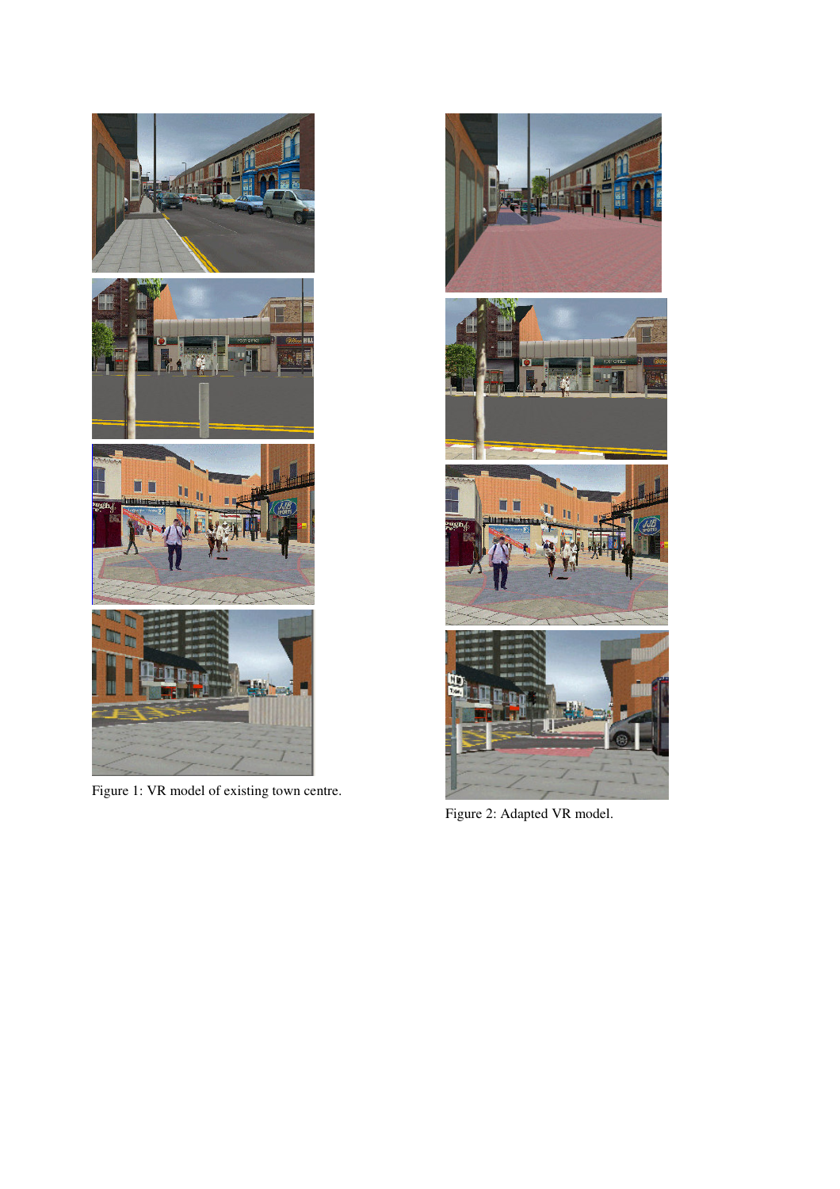Figure 1: VR model of existing town centre.

Figure 2: Adapted VR model.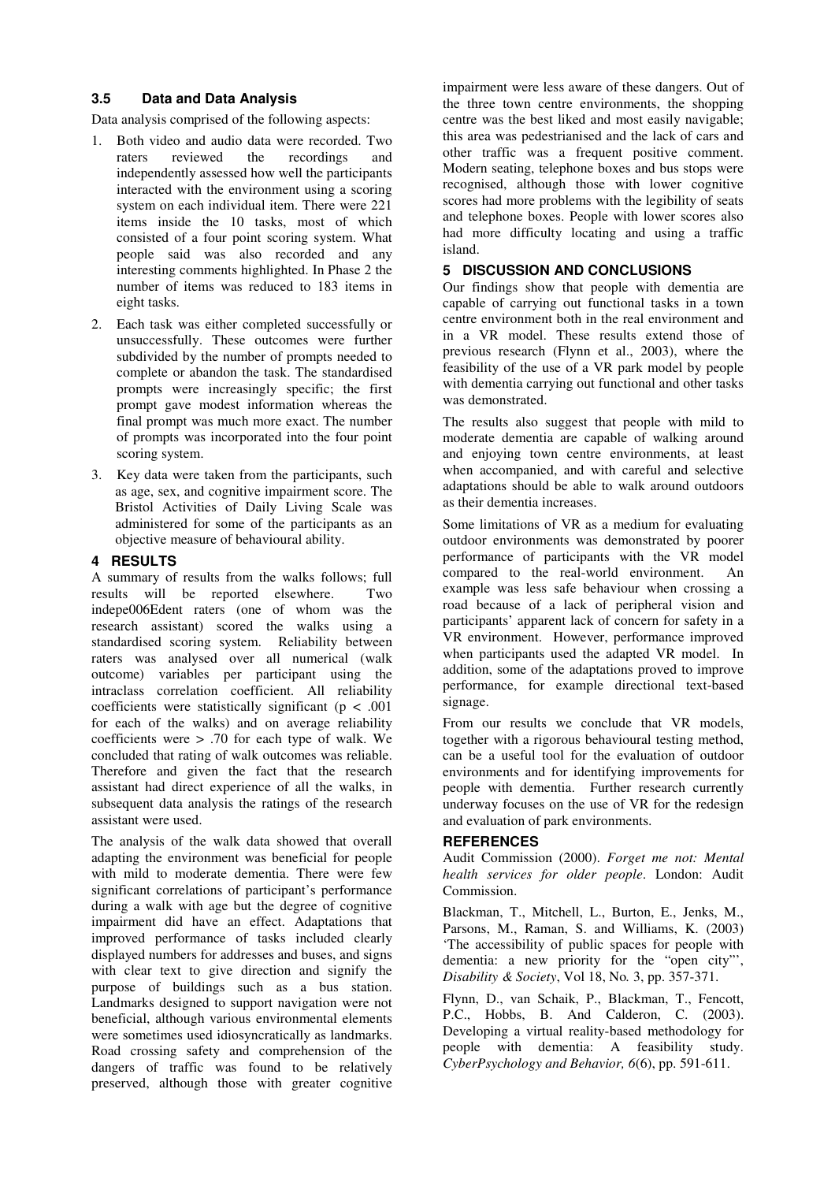### 3.5 Data and Data Analysis

Data analysis comprised of the following aspects:

1. Both video and audio data were recorded. Two raters reviewed the recordings and independently assessed how well the participants interacted with the environment using a scoring system on each individual item. There were 221 items inside the 10 tasks, most of which consisted of a four point scoring system. What people said was also recorded and any interesting comments highlighted. In Phase 2 the number of items was reduced to 183 items in eight tasks.
2. Each task was either completed successfully or unsuccessfully. These outcomes were further subdivided by the number of prompts needed to complete or abandon the task. The standardised prompts were increasingly specific; the first prompt gave modest information whereas the final prompt was much more exact. The number of prompts was incorporated into the four point scoring system.
3. Key data were taken from the participants, such as age, sex, and cognitive impairment score. The Bristol Activities of Daily Living Scale was administered for some of the participants as an objective measure of behavioural ability.

## 4 RESULTS

A summary of results from the walks follows; full results will be reported elsewhere. Two indepe006Edent raters (one of whom was the research assistant) scored the walks using a standardised scoring system. Reliability between raters was analysed over all numerical (walk outcome) variables per participant using the intraclass correlation coefficient. All reliability coefficients were statistically significant ($p < .001$ for each of the walks) and on average reliability coefficients were $> .70$ for each type of walk. We concluded that rating of walk outcomes was reliable. Therefore and given the fact that the research assistant had direct experience of all the walks, in subsequent data analysis the ratings of the research assistant were used.

The analysis of the walk data showed that overall adapting the environment was beneficial for people with mild to moderate dementia. There were few significant correlations of participant's performance during a walk with age but the degree of cognitive impairment did have an effect. Adaptations that improved performance of tasks included clearly displayed numbers for addresses and buses, and signs with clear text to give direction and signify the purpose of buildings such as a bus station. Landmarks designed to support navigation were not beneficial, although various environmental elements were sometimes used idiosyncratically as landmarks. Road crossing safety and comprehension of the dangers of traffic was found to be relatively preserved, although those with greater cognitive impairment were less aware of these dangers. Out of the three town centre environments, the shopping centre was the best liked and most easily navigable; this area was pedestrianised and the lack of cars and other traffic was a frequent positive comment. Modern seating, telephone boxes and bus stops were recognised, although those with lower cognitive scores had more problems with the legibility of seats and telephone boxes. People with lower scores also had more difficulty locating and using a traffic island.

## 5 DISCUSSION AND CONCLUSIONS

Our findings show that people with dementia are capable of carrying out functional tasks in a town centre environment both in the real environment and in a VR model. These results extend those of previous research (Flynn et al., 2003), where the feasibility of the use of a VR park model by people with dementia carrying out functional and other tasks was demonstrated.

The results also suggest that people with mild to moderate dementia are capable of walking around and enjoying town centre environments, at least when accompanied, and with careful and selective adaptations should be able to walk around outdoors as their dementia increases.

Some limitations of VR as a medium for evaluating outdoor environments was demonstrated by poorer performance of participants with the VR model compared to the real-world environment. An example was less safe behaviour when crossing a road because of a lack of peripheral vision and participants' apparent lack of concern for safety in a VR environment. However, performance improved when participants used the adapted VR model. In addition, some of the adaptations proved to improve performance, for example directional text-based signage.

From our results we conclude that VR models, together with a rigorous behavioural testing method, can be a useful tool for the evaluation of outdoor environments and for identifying improvements for people with dementia. Further research currently underway focuses on the use of VR for the redesign and evaluation of park environments.

## REFERENCES

Audit Commission (2000). *Forget me not: Mental health services for older people*. London: Audit Commission.

Blackman, T., Mitchell, L., Burton, E., Jenks, M., Parsons, M., Raman, S. and Williams, K. (2003) 'The accessibility of public spaces for people with dementia: a new priority for the "open city"', *Disability & Society*, Vol 18, No. 3, pp. 357-371.

Flynn, D., van Schaik, P., Blackman, T., Fencott, P.C., Hobbs, B. And Calderon, C. (2003). Developing a virtual reality-based methodology for people with dementia: A feasibility study. *CyberPsychology and Behavior, 6*(6), pp. 591-611.